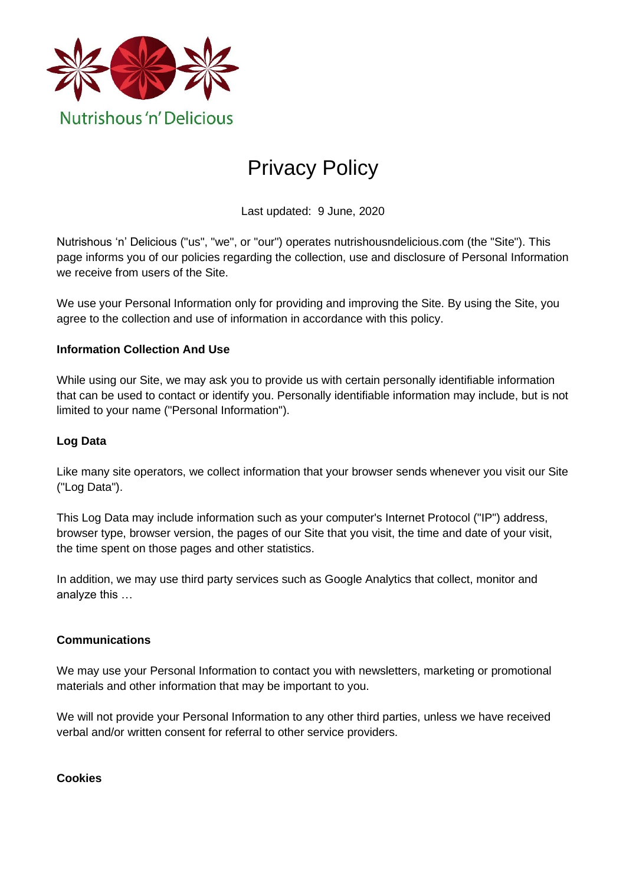Nutrishous 'n' Delicious

# Privacy Policy

Last updated: 9 June, 2020

Nutrishous 'n' Delicious ("us", "we", or "our") operates nutrishousndelicious.com (the "Site"). This page informs you of our policies regarding the collection, use and disclosure of Personal Information we receive from users of the Site.

We use your Personal Information only for providing and improving the Site. By using the Site, you agree to the collection and use of information in accordance with this policy.

**Information Collection And Use**

While using our Site, we may ask you to provide us with certain personally identifiable information that can be used to contact or identify you. Personally identifiable information may include, but is not limited to your name ("Personal Information").

**Log Data**

Like many site operators, we collect information that your browser sends whenever you visit our Site ("Log Data").

This Log Data may include information such as your computer's Internet Protocol ("IP") address, browser type, browser version, the pages of our Site that you visit, the time and date of your visit, the time spent on those pages and other statistics.

In addition, we may use third party services such as Google Analytics that collect, monitor and analyze this …

**Communications**

We may use your Personal Information to contact you with newsletters, marketing or promotional materials and other information that may be important to you.

We will not provide your Personal Information to any other third parties, unless we have received verbal and/or written consent for referral to other service providers.

**Cookies**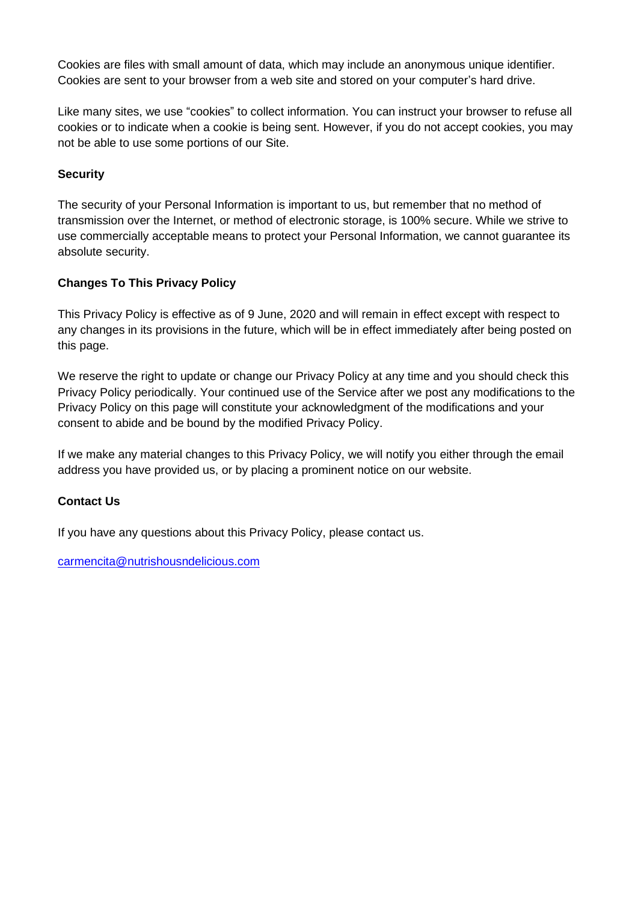Cookies are files with small amount of data, which may include an anonymous unique identifier. Cookies are sent to your browser from a web site and stored on your computer's hard drive.

Like many sites, we use "cookies" to collect information. You can instruct your browser to refuse all cookies or to indicate when a cookie is being sent. However, if you do not accept cookies, you may not be able to use some portions of our Site.

**Security**

The security of your Personal Information is important to us, but remember that no method of transmission over the Internet, or method of electronic storage, is 100% secure. While we strive to use commercially acceptable means to protect your Personal Information, we cannot guarantee its absolute security.

**Changes To This Privacy Policy**

This Privacy Policy is effective as of 9 June, 2020 and will remain in effect except with respect to any changes in its provisions in the future, which will be in effect immediately after being posted on this page.

We reserve the right to update or change our Privacy Policy at any time and you should check this Privacy Policy periodically. Your continued use of the Service after we post any modifications to the Privacy Policy on this page will constitute your acknowledgment of the modifications and your consent to abide and be bound by the modified Privacy Policy.

If we make any material changes to this Privacy Policy, we will notify you either through the email address you have provided us, or by placing a prominent notice on our website.

**Contact Us**

If you have any questions about this Privacy Policy, please contact us.

carmencita@nutrishousndelicious.com